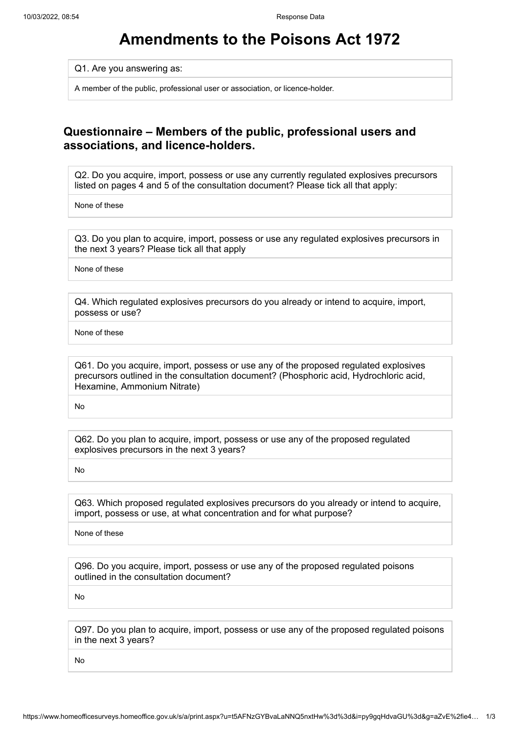# Amendments to the Poisons Act 1972

Q1. Are you answering as:

A member of the public, professional user or association, or licence-holder.

## Questionnaire – Members of the public, professional users and associations, and licence-holders.

Q2. Do you acquire, import, possess or use any currently regulated explosives precursors listed on pages 4 and 5 of the consultation document? Please tick all that apply:

None of these

Q3. Do you plan to acquire, import, possess or use any regulated explosives precursors in the next 3 years? Please tick all that apply

None of these

Q4. Which regulated explosives precursors do you already or intend to acquire, import, possess or use?

None of these

Q61. Do you acquire, import, possess or use any of the proposed regulated explosives precursors outlined in the consultation document? (Phosphoric acid, Hydrochloric acid, Hexamine, Ammonium Nitrate)

No

Q62. Do you plan to acquire, import, possess or use any of the proposed regulated explosives precursors in the next 3 years?

No

Q63. Which proposed regulated explosives precursors do you already or intend to acquire, import, possess or use, at what concentration and for what purpose?

None of these

Q96. Do you acquire, import, possess or use any of the proposed regulated poisons outlined in the consultation document?

No

Q97. Do you plan to acquire, import, possess or use any of the proposed regulated poisons in the next 3 years?

No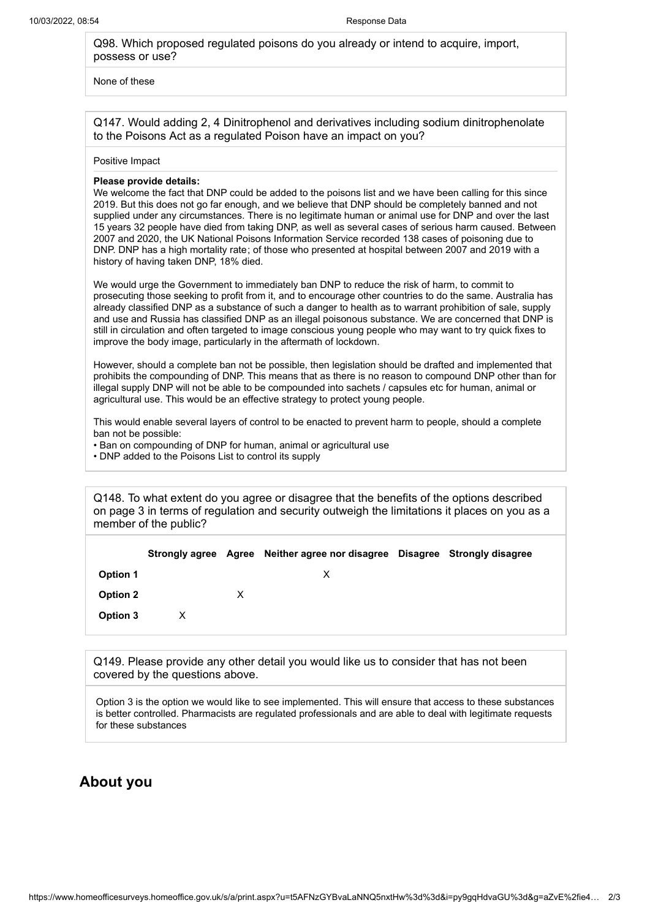Q98. Which proposed regulated poisons do you already or intend to acquire, import, possess or use?

None of these

Q147. Would adding 2, 4 Dinitrophenol and derivatives including sodium dinitrophenolate to the Poisons Act as a regulated Poison have an impact on you?

Positive Impact

**Please provide details:**

We welcome the fact that DNP could be added to the poisons list and we have been calling for this since 2019. But this does not go far enough, and we believe that DNP should be completely banned and not supplied under any circumstances. There is no legitimate human or animal use for DNP and over the last 15 years 32 people have died from taking DNP, as well as several cases of serious harm caused. Between 2007 and 2020, the UK National Poisons Information Service recorded 138 cases of poisoning due to DNP. DNP has a high mortality rate; of those who presented at hospital between 2007 and 2019 with a history of having taken DNP, 18% died.

We would urge the Government to immediately ban DNP to reduce the risk of harm, to commit to prosecuting those seeking to profit from it, and to encourage other countries to do the same. Australia has already classified DNP as a substance of such a danger to health as to warrant prohibition of sale, supply and use and Russia has classified DNP as an illegal poisonous substance. We are concerned that DNP is still in circulation and often targeted to image conscious young people who may want to try quick fixes to improve the body image, particularly in the aftermath of lockdown.

However, should a complete ban not be possible, then legislation should be drafted and implemented that prohibits the compounding of DNP. This means that as there is no reason to compound DNP other than for illegal supply DNP will not be able to be compounded into sachets / capsules etc for human, animal or agricultural use. This would be an effective strategy to protect young people.

This would enable several layers of control to be enacted to prevent harm to people, should a complete ban not be possible:

- Ban on compounding of DNP for human, animal or agricultural use
- DNP added to the Poisons List to control its supply

Q148. To what extent do you agree or disagree that the benefits of the options described on page 3 in terms of regulation and security outweigh the limitations it places on you as a member of the public?

| | Strongly agree | Agree | Neither agree nor disagree | Disagree | Strongly disagree |
|---|---|---|---|---|---|
| Option 1 | | | X | | |
| Option 2 | | X | | | |
| Option 3 | X | | | | |

Q149. Please provide any other detail you would like us to consider that has not been covered by the questions above.

Option 3 is the option we would like to see implemented. This will ensure that access to these substances is better controlled. Pharmacists are regulated professionals and are able to deal with legitimate requests for these substances

## About you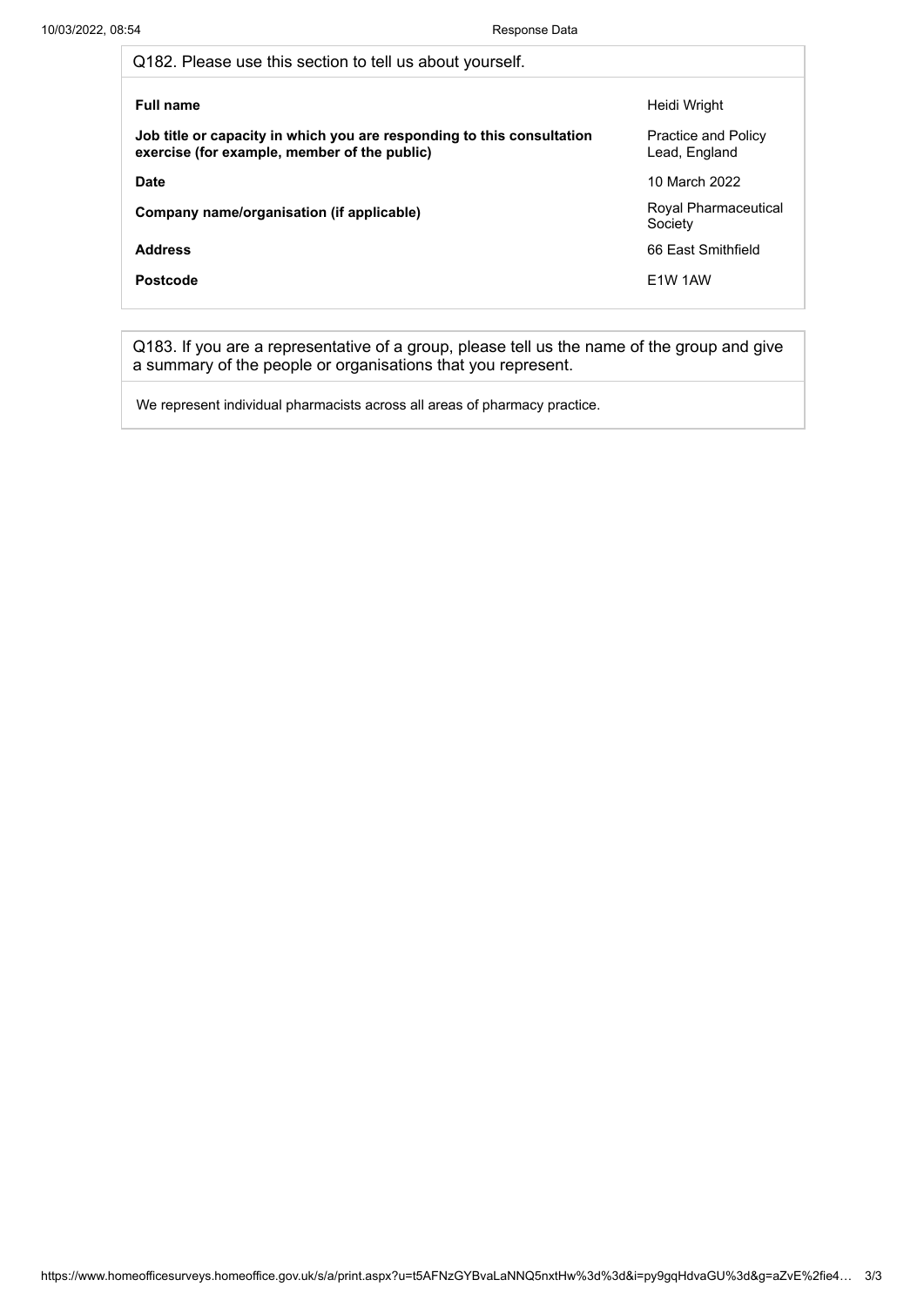## Q182. Please use this section to tell us about yourself.

| | |
|---|---|
| **Full name** | Heidi Wright |
| **Job title or capacity in which you are responding to this consultation exercise (for example, member of the public)** | Practice and Policy Lead, England |
| **Date** | 10 March 2022 |
| **Company name/organisation (if applicable)** | Royal Pharmaceutical Society |
| **Address** | 66 East Smithfield |
| **Postcode** | E1W 1AW |

## Q183. If you are a representative of a group, please tell us the name of the group and give a summary of the people or organisations that you represent.

We represent individual pharmacists across all areas of pharmacy practice.